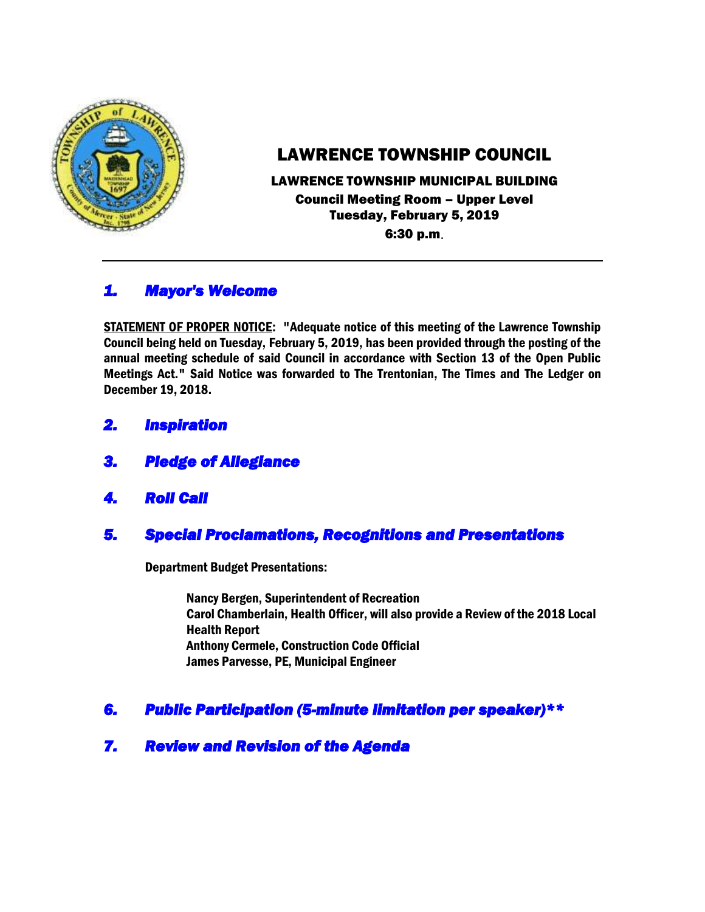# LAWRENCE TOWNSHIP COUNCIL

**LAWRENCE TOWNSHIP MUNICIPAL BUILDING**
**Council Meeting Room – Upper Level**
**Tuesday, February 5, 2019**
**6:30 p.m.**

---

## *1. Mayor's Welcome*

**STATEMENT OF PROPER NOTICE: "Adequate notice of this meeting of the Lawrence Township Council being held on Tuesday, February 5, 2019, has been provided through the posting of the annual meeting schedule of said Council in accordance with Section 13 of the Open Public Meetings Act." Said Notice was forwarded to The Trentonian, The Times and The Ledger on December 19, 2018.**

## *2. Inspiration*

## *3. Pledge of Allegiance*

## *4. Roll Call*

## *5. Special Proclamations, Recognitions and Presentations*

**Department Budget Presentations:**

**Nancy Bergen, Superintendent of Recreation**
**Carol Chamberlain, Health Officer, will also provide a Review of the 2018 Local Health Report**
**Anthony Cermele, Construction Code Official**
**James Parvesse, PE, Municipal Engineer**

## *6. Public Participation (5-minute limitation per speaker)\*\**

## *7. Review and Revision of the Agenda*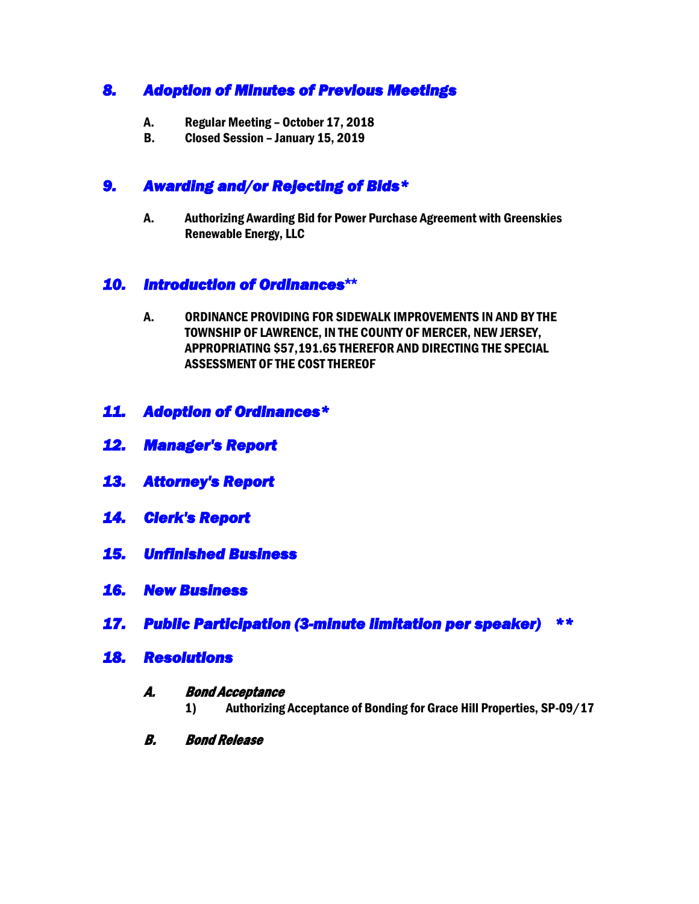## *8. Adoption of Minutes of Previous Meetings*

**A. Regular Meeting – October 17, 2018**
**B. Closed Session – January 15, 2019**

## *9. Awarding and/or Rejecting of Bids**

**A. Authorizing Awarding Bid for Power Purchase Agreement with Greenskies Renewable Energy, LLC**

## *10. Introduction of Ordinances***

**A. ORDINANCE PROVIDING FOR SIDEWALK IMPROVEMENTS IN AND BY THE TOWNSHIP OF LAWRENCE, IN THE COUNTY OF MERCER, NEW JERSEY, APPROPRIATING $57,191.65 THEREFOR AND DIRECTING THE SPECIAL ASSESSMENT OF THE COST THEREOF**

## *11. Adoption of Ordinances**

## *12. Manager's Report*

## *13. Attorney's Report*

## *14. Clerk's Report*

## *15. Unfinished Business*

## *16. New Business*

## *17. Public Participation (3-minute limitation per speaker) ***

## *18. Resolutions*

### *A. Bond Acceptance*

**1) Authorizing Acceptance of Bonding for Grace Hill Properties, SP-09/17**

### *B. Bond Release*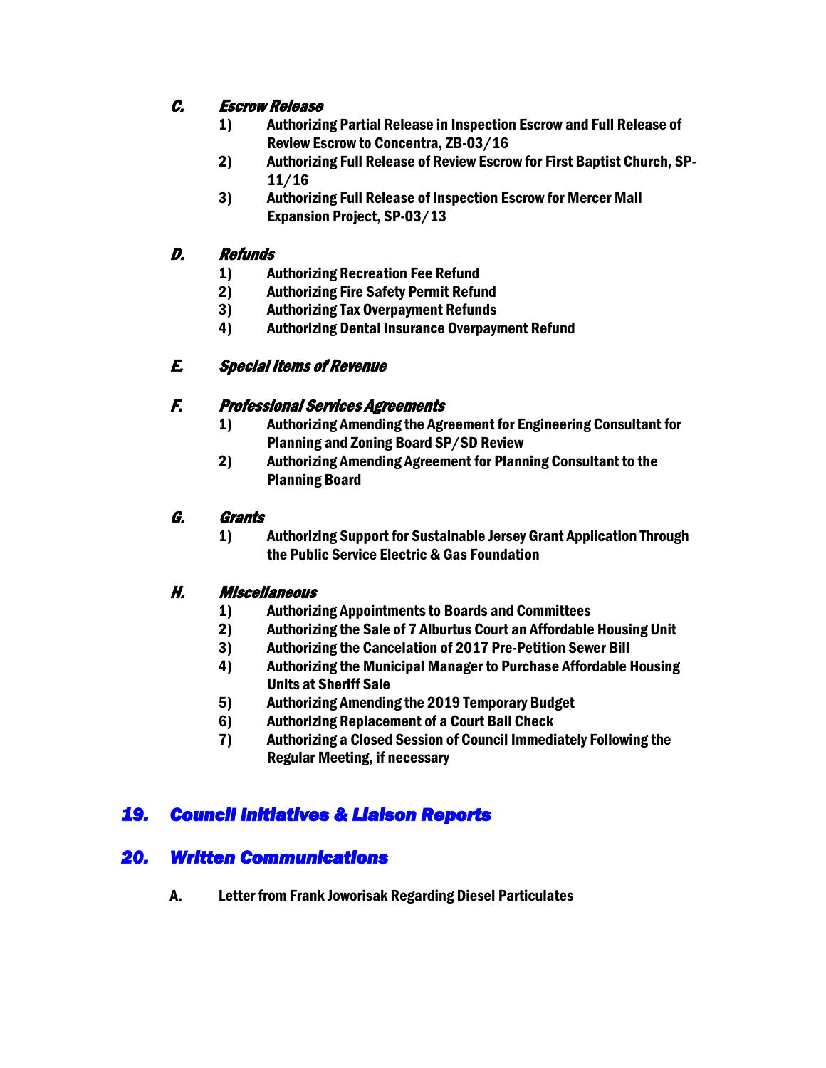### *C. Escrow Release*

1) **Authorizing Partial Release in Inspection Escrow and Full Release of Review Escrow to Concentra, ZB-03/16**
2) **Authorizing Full Release of Review Escrow for First Baptist Church, SP-11/16**
3) **Authorizing Full Release of Inspection Escrow for Mercer Mall Expansion Project, SP-03/13**

### *D. Refunds*

1) **Authorizing Recreation Fee Refund**
2) **Authorizing Fire Safety Permit Refund**
3) **Authorizing Tax Overpayment Refunds**
4) **Authorizing Dental Insurance Overpayment Refund**

### *E. Special Items of Revenue*

### *F. Professional Services Agreements*

1) **Authorizing Amending the Agreement for Engineering Consultant for Planning and Zoning Board SP/SD Review**
2) **Authorizing Amending Agreement for Planning Consultant to the Planning Board**

### *G. Grants*

1) **Authorizing Support for Sustainable Jersey Grant Application Through the Public Service Electric & Gas Foundation**

### *H. Miscellaneous*

1) **Authorizing Appointments to Boards and Committees**
2) **Authorizing the Sale of 7 Alburtus Court an Affordable Housing Unit**
3) **Authorizing the Cancelation of 2017 Pre-Petition Sewer Bill**
4) **Authorizing the Municipal Manager to Purchase Affordable Housing Units at Sheriff Sale**
5) **Authorizing Amending the 2019 Temporary Budget**
6) **Authorizing Replacement of a Court Bail Check**
7) **Authorizing a Closed Session of Council Immediately Following the Regular Meeting, if necessary**

## *19. Council Initiatives & Liaison Reports*

## *20. Written Communications*

**A. Letter from Frank Joworisak Regarding Diesel Particulates**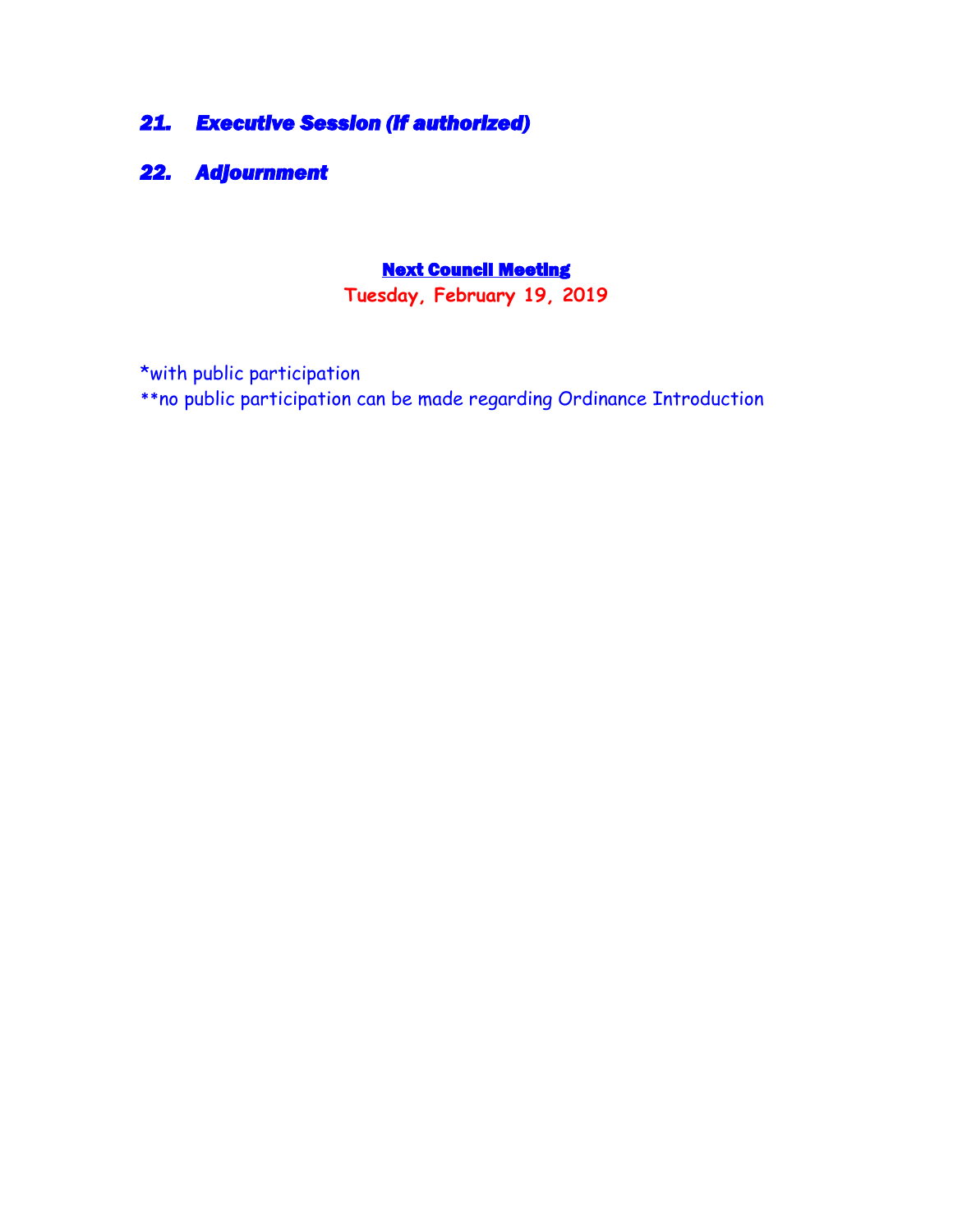## *21. Executive Session (if authorized)*

## *22. Adjournment*

**Next Council Meeting**

**Tuesday, February 19, 2019**

*with public participation

**no public participation can be made regarding Ordinance Introduction